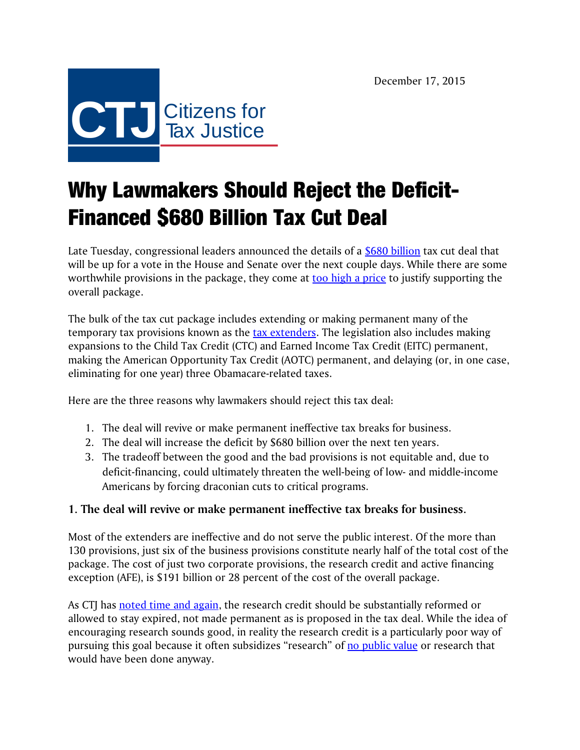December 17, 2015

CTJ Citizens for Tax Justice

# Why Lawmakers Should Reject the Deficit-Financed $680 Billion Tax Cut Deal

Late Tuesday, congressional leaders announced the details of a $680 billion tax cut deal that will be up for a vote in the House and Senate over the next couple days. While there are some worthwhile provisions in the package, they come at too high a price to justify supporting the overall package.

The bulk of the tax cut package includes extending or making permanent many of the temporary tax provisions known as the tax extenders. The legislation also includes making expansions to the Child Tax Credit (CTC) and Earned Income Tax Credit (EITC) permanent, making the American Opportunity Tax Credit (AOTC) permanent, and delaying (or, in one case, eliminating for one year) three Obamacare-related taxes.

Here are the three reasons why lawmakers should reject this tax deal:

1. The deal will revive or make permanent ineffective tax breaks for business.
2. The deal will increase the deficit by $680 billion over the next ten years.
3. The tradeoff between the good and the bad provisions is not equitable and, due to deficit-financing, could ultimately threaten the well-being of low- and middle-income Americans by forcing draconian cuts to critical programs.

### 1. The deal will revive or make permanent ineffective tax breaks for business.

Most of the extenders are ineffective and do not serve the public interest. Of the more than 130 provisions, just six of the business provisions constitute nearly half of the total cost of the package. The cost of just two corporate provisions, the research credit and active financing exception (AFE), is $191 billion or 28 percent of the cost of the overall package.

As CTJ has noted time and again, the research credit should be substantially reformed or allowed to stay expired, not made permanent as is proposed in the tax deal. While the idea of encouraging research sounds good, in reality the research credit is a particularly poor way of pursuing this goal because it often subsidizes "research" of no public value or research that would have been done anyway.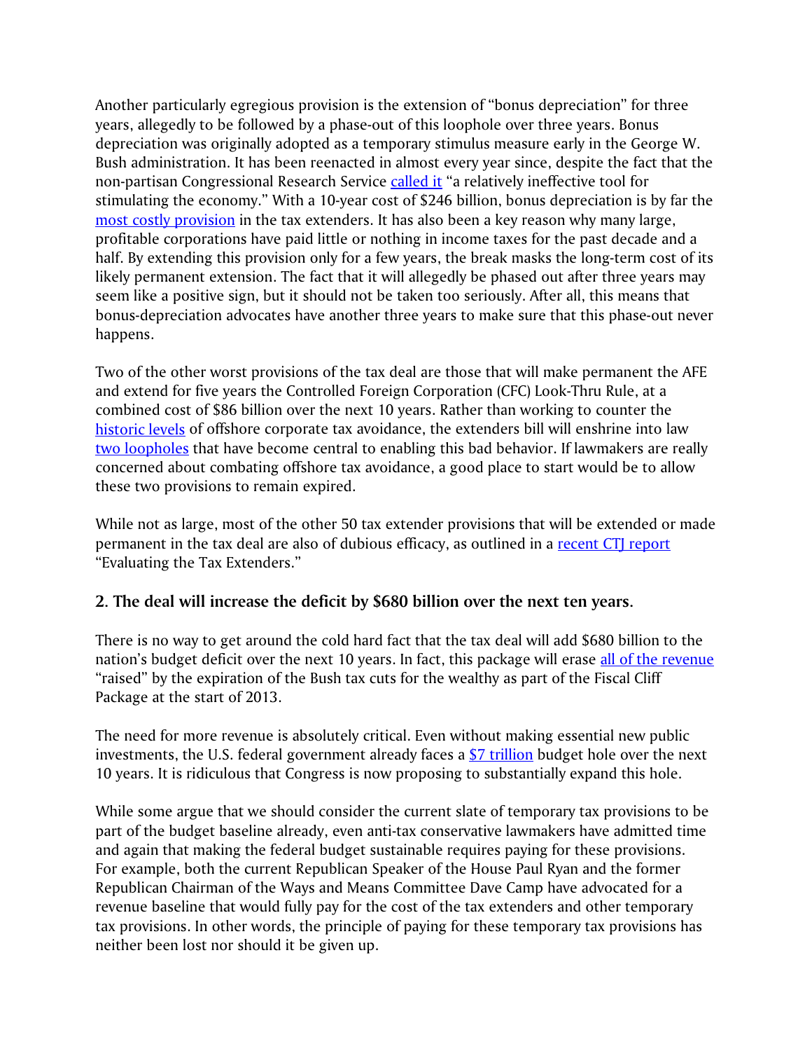Another particularly egregious provision is the extension of "bonus depreciation" for three years, allegedly to be followed by a phase-out of this loophole over three years. Bonus depreciation was originally adopted as a temporary stimulus measure early in the George W. Bush administration. It has been reenacted in almost every year since, despite the fact that the non-partisan Congressional Research Service called it "a relatively ineffective tool for stimulating the economy." With a 10-year cost of $246 billion, bonus depreciation is by far the most costly provision in the tax extenders. It has also been a key reason why many large, profitable corporations have paid little or nothing in income taxes for the past decade and a half. By extending this provision only for a few years, the break masks the long-term cost of its likely permanent extension. The fact that it will allegedly be phased out after three years may seem like a positive sign, but it should not be taken too seriously. After all, this means that bonus-depreciation advocates have another three years to make sure that this phase-out never happens.

Two of the other worst provisions of the tax deal are those that will make permanent the AFE and extend for five years the Controlled Foreign Corporation (CFC) Look-Thru Rule, at a combined cost of $86 billion over the next 10 years. Rather than working to counter the historic levels of offshore corporate tax avoidance, the extenders bill will enshrine into law two loopholes that have become central to enabling this bad behavior. If lawmakers are really concerned about combating offshore tax avoidance, a good place to start would be to allow these two provisions to remain expired.

While not as large, most of the other 50 tax extender provisions that will be extended or made permanent in the tax deal are also of dubious efficacy, as outlined in a recent CTJ report "Evaluating the Tax Extenders."

### 2. The deal will increase the deficit by $680 billion over the next ten years.

There is no way to get around the cold hard fact that the tax deal will add $680 billion to the nation's budget deficit over the next 10 years. In fact, this package will erase all of the revenue "raised" by the expiration of the Bush tax cuts for the wealthy as part of the Fiscal Cliff Package at the start of 2013.

The need for more revenue is absolutely critical. Even without making essential new public investments, the U.S. federal government already faces a $7 trillion budget hole over the next 10 years. It is ridiculous that Congress is now proposing to substantially expand this hole.

While some argue that we should consider the current slate of temporary tax provisions to be part of the budget baseline already, even anti-tax conservative lawmakers have admitted time and again that making the federal budget sustainable requires paying for these provisions. For example, both the current Republican Speaker of the House Paul Ryan and the former Republican Chairman of the Ways and Means Committee Dave Camp have advocated for a revenue baseline that would fully pay for the cost of the tax extenders and other temporary tax provisions. In other words, the principle of paying for these temporary tax provisions has neither been lost nor should it be given up.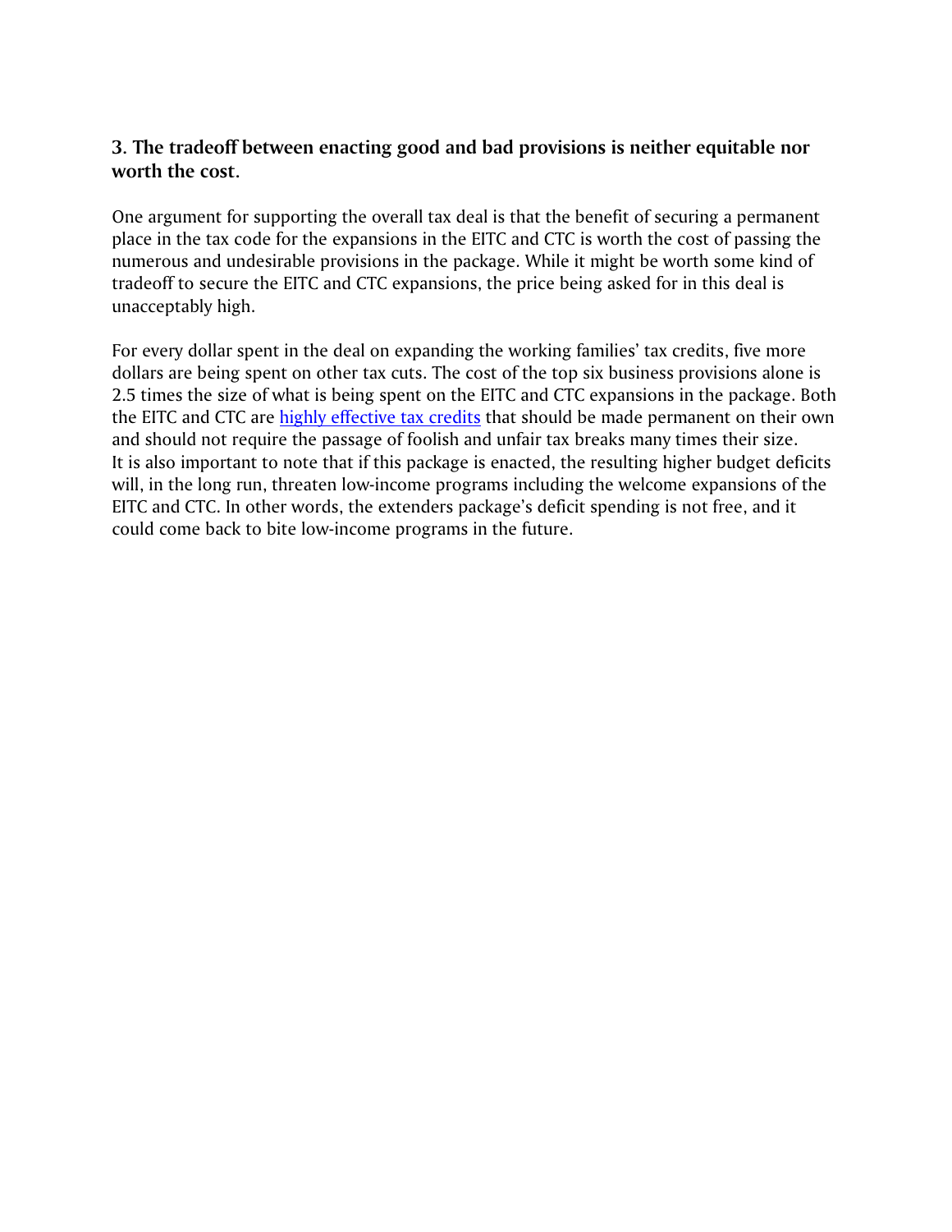### 3. The tradeoff between enacting good and bad provisions is neither equitable nor worth the cost.

One argument for supporting the overall tax deal is that the benefit of securing a permanent place in the tax code for the expansions in the EITC and CTC is worth the cost of passing the numerous and undesirable provisions in the package. While it might be worth some kind of tradeoff to secure the EITC and CTC expansions, the price being asked for in this deal is unacceptably high.

For every dollar spent in the deal on expanding the working families' tax credits, five more dollars are being spent on other tax cuts. The cost of the top six business provisions alone is 2.5 times the size of what is being spent on the EITC and CTC expansions in the package. Both the EITC and CTC are highly effective tax credits that should be made permanent on their own and should not require the passage of foolish and unfair tax breaks many times their size. It is also important to note that if this package is enacted, the resulting higher budget deficits will, in the long run, threaten low-income programs including the welcome expansions of the EITC and CTC. In other words, the extenders package's deficit spending is not free, and it could come back to bite low-income programs in the future.